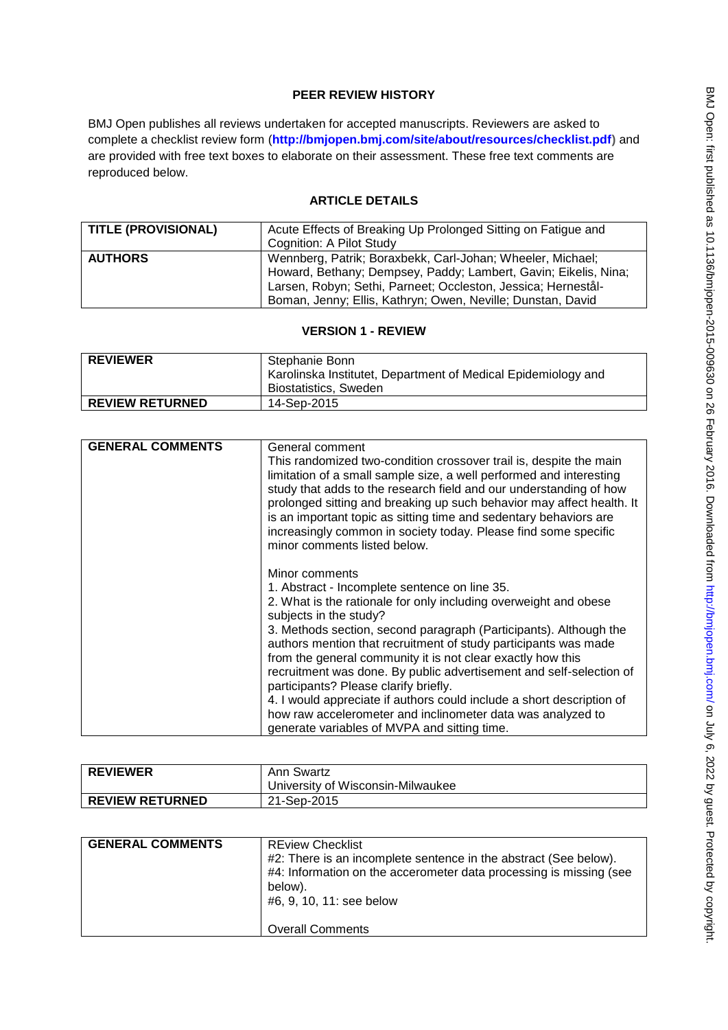# PEER REVIEW HISTORY

BMJ Open publishes all reviews undertaken for accepted manuscripts. Reviewers are asked to complete a checklist review form (**http://bmjopen.bmj.com/site/about/resources/checklist.pdf**) and are provided with free text boxes to elaborate on their assessment. These free text comments are reproduced below.

## ARTICLE DETAILS

| | |
|---|---|
| **TITLE (PROVISIONAL)** | Acute Effects of Breaking Up Prolonged Sitting on Fatigue and Cognition: A Pilot Study |
| **AUTHORS** | Wennberg, Patrik; Boraxbekk, Carl-Johan; Wheeler, Michael; Howard, Bethany; Dempsey, Paddy; Lambert, Gavin; Eikelis, Nina; Larsen, Robyn; Sethi, Parneet; Occleston, Jessica; Hernestål-Boman, Jenny; Ellis, Kathryn; Owen, Neville; Dunstan, David |

## VERSION 1 - REVIEW

| | |
|---|---|
| **REVIEWER** | Stephanie Bonn<br>Karolinska Institutet, Department of Medical Epidemiology and Biostatistics, Sweden |
| **REVIEW RETURNED** | 14-Sep-2015 |

| | |
|---|---|
| **GENERAL COMMENTS** | General comment<br>This randomized two-condition crossover trail is, despite the main limitation of a small sample size, a well performed and interesting study that adds to the research field and our understanding of how prolonged sitting and breaking up such behavior may affect health. It is an important topic as sitting time and sedentary behaviors are increasingly common in society today. Please find some specific minor comments listed below.<br><br>Minor comments<br>1. Abstract - Incomplete sentence on line 35.<br>2. What is the rationale for only including overweight and obese subjects in the study?<br>3. Methods section, second paragraph (Participants). Although the authors mention that recruitment of study participants was made from the general community it is not clear exactly how this recruitment was done. By public advertisement and self-selection of participants? Please clarify briefly.<br>4. I would appreciate if authors could include a short description of how raw accelerometer and inclinometer data was analyzed to generate variables of MVPA and sitting time. |

| | |
|---|---|
| **REVIEWER** | Ann Swartz<br>University of Wisconsin-Milwaukee |
| **REVIEW RETURNED** | 21-Sep-2015 |

| | |
|---|---|
| **GENERAL COMMENTS** | REview Checklist<br>#2: There is an incomplete sentence in the abstract (See below).<br>#4: Information on the accerometer data processing is missing (see below).<br>#6, 9, 10, 11: see below<br><br>Overall Comments |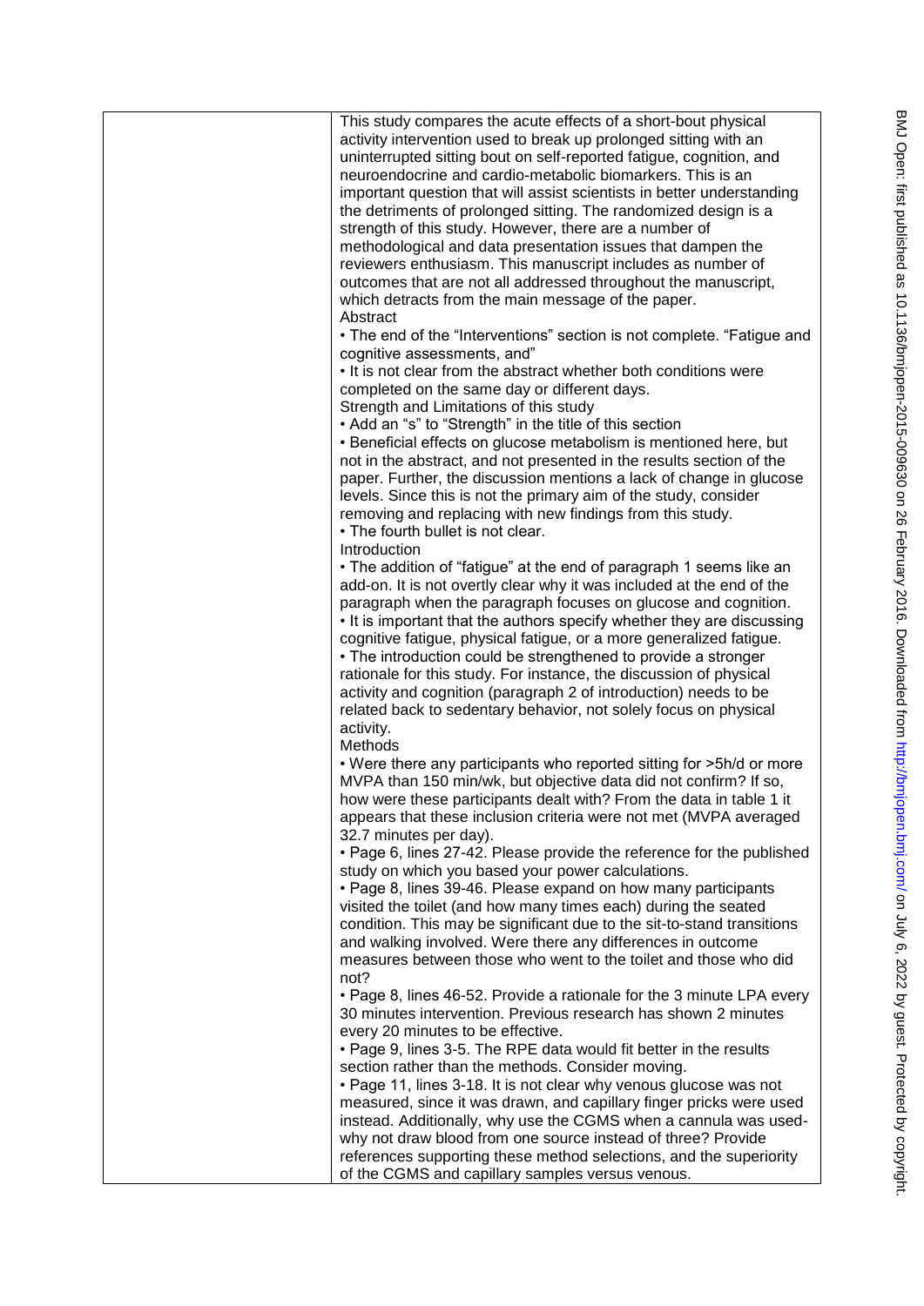This study compares the acute effects of a short-bout physical activity intervention used to break up prolonged sitting with an uninterrupted sitting bout on self-reported fatigue, cognition, and neuroendocrine and cardio-metabolic biomarkers. This is an important question that will assist scientists in better understanding the detriments of prolonged sitting. The randomized design is a strength of this study. However, there are a number of methodological and data presentation issues that dampen the reviewers enthusiasm. This manuscript includes as number of outcomes that are not all addressed throughout the manuscript, which detracts from the main message of the paper.

Abstract

- The end of the "Interventions" section is not complete. "Fatigue and cognitive assessments, and"
- It is not clear from the abstract whether both conditions were completed on the same day or different days.

Strength and Limitations of this study

- Add an "s" to "Strength" in the title of this section
- Beneficial effects on glucose metabolism is mentioned here, but not in the abstract, and not presented in the results section of the paper. Further, the discussion mentions a lack of change in glucose levels. Since this is not the primary aim of the study, consider removing and replacing with new findings from this study.
- The fourth bullet is not clear.

Introduction

- The addition of "fatigue" at the end of paragraph 1 seems like an add-on. It is not overtly clear why it was included at the end of the paragraph when the paragraph focuses on glucose and cognition.
- It is important that the authors specify whether they are discussing cognitive fatigue, physical fatigue, or a more generalized fatigue.
- The introduction could be strengthened to provide a stronger rationale for this study. For instance, the discussion of physical activity and cognition (paragraph 2 of introduction) needs to be related back to sedentary behavior, not solely focus on physical activity.

Methods

- Were there any participants who reported sitting for >5h/d or more MVPA than 150 min/wk, but objective data did not confirm? If so, how were these participants dealt with? From the data in table 1 it appears that these inclusion criteria were not met (MVPA averaged 32.7 minutes per day).
- Page 6, lines 27-42. Please provide the reference for the published study on which you based your power calculations.
- Page 8, lines 39-46. Please expand on how many participants visited the toilet (and how many times each) during the seated condition. This may be significant due to the sit-to-stand transitions and walking involved. Were there any differences in outcome measures between those who went to the toilet and those who did not?
- Page 8, lines 46-52. Provide a rationale for the 3 minute LPA every 30 minutes intervention. Previous research has shown 2 minutes every 20 minutes to be effective.
- Page 9, lines 3-5. The RPE data would fit better in the results section rather than the methods. Consider moving.
- Page 11, lines 3-18. It is not clear why venous glucose was not measured, since it was drawn, and capillary finger pricks were used instead. Additionally, why use the CGMS when a cannula was used- why not draw blood from one source instead of three? Provide references supporting these method selections, and the superiority of the CGMS and capillary samples versus venous.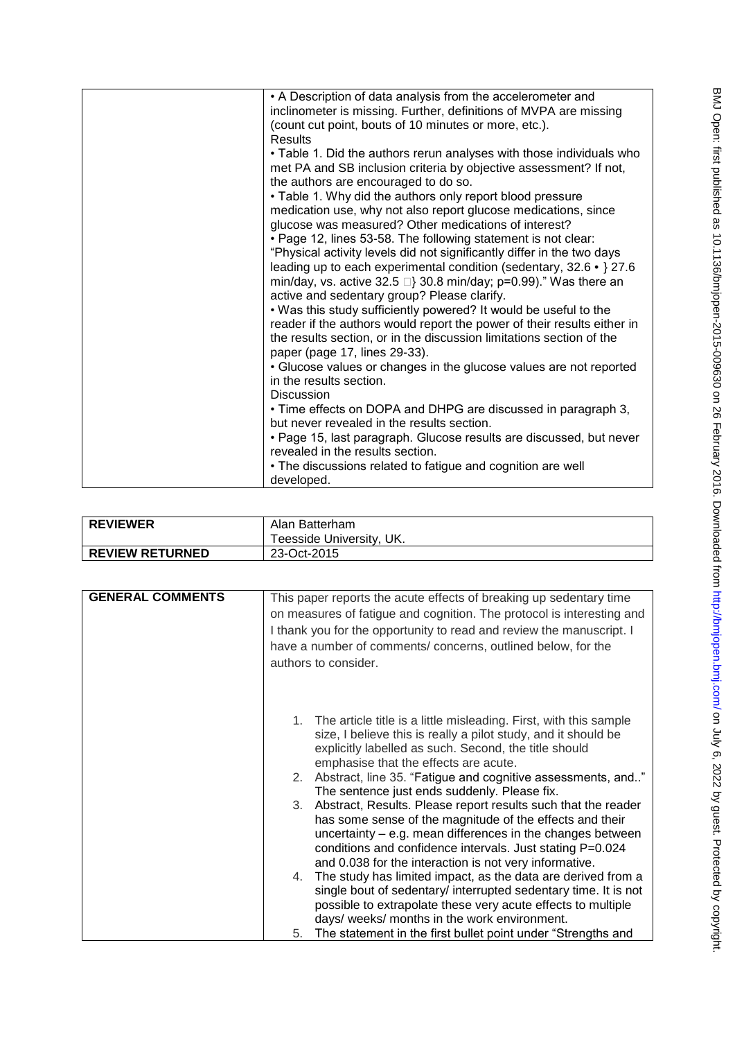| | |
|---|---|
| | • A Description of data analysis from the accelerometer and inclinometer is missing. Further, definitions of MVPA are missing (count cut point, bouts of 10 minutes or more, etc.).<br>Results<br>• Table 1. Did the authors rerun analyses with those individuals who met PA and SB inclusion criteria by objective assessment? If not, the authors are encouraged to do so.<br>• Table 1. Why did the authors only report blood pressure medication use, why not also report glucose medications, since glucose was measured? Other medications of interest?<br>• Page 12, lines 53-58. The following statement is not clear: "Physical activity levels did not significantly differ in the two days leading up to each experimental condition (sedentary, 32.6 • } 27.6 min/day, vs. active 32.5 } 30.8 min/day; p=0.99)." Was there an active and sedentary group? Please clarify.<br>• Was this study sufficiently powered? It would be useful to the reader if the authors would report the power of their results either in the results section, or in the discussion limitations section of the paper (page 17, lines 29-33).<br>• Glucose values or changes in the glucose values are not reported in the results section.<br>Discussion<br>• Time effects on DOPA and DHPG are discussed in paragraph 3, but never revealed in the results section.<br>• Page 15, last paragraph. Glucose results are discussed, but never revealed in the results section.<br>• The discussions related to fatigue and cognition are well developed. |

| | |
|---|---|
| **REVIEWER** | Alan Batterham<br>Teesside University, UK. |
| **REVIEW RETURNED** | 23-Oct-2015 |

| | |
|---|---|
| **GENERAL COMMENTS** | This paper reports the acute effects of breaking up sedentary time on measures of fatigue and cognition. The protocol is interesting and I thank you for the opportunity to read and review the manuscript. I have a number of comments/ concerns, outlined below, for the authors to consider.<br><br>1. The article title is a little misleading. First, with this sample size, I believe this is really a pilot study, and it should be explicitly labelled as such. Second, the title should emphasise that the effects are acute.<br>2. Abstract, line 35. "Fatigue and cognitive assessments, and.." The sentence just ends suddenly. Please fix.<br>3. Abstract, Results. Please report results such that the reader has some sense of the magnitude of the effects and their uncertainty – e.g. mean differences in the changes between conditions and confidence intervals. Just stating P=0.024 and 0.038 for the interaction is not very informative.<br>4. The study has limited impact, as the data are derived from a single bout of sedentary/ interrupted sedentary time. It is not possible to extrapolate these very acute effects to multiple days/ weeks/ months in the work environment.<br>5. The statement in the first bullet point under "Strengths and |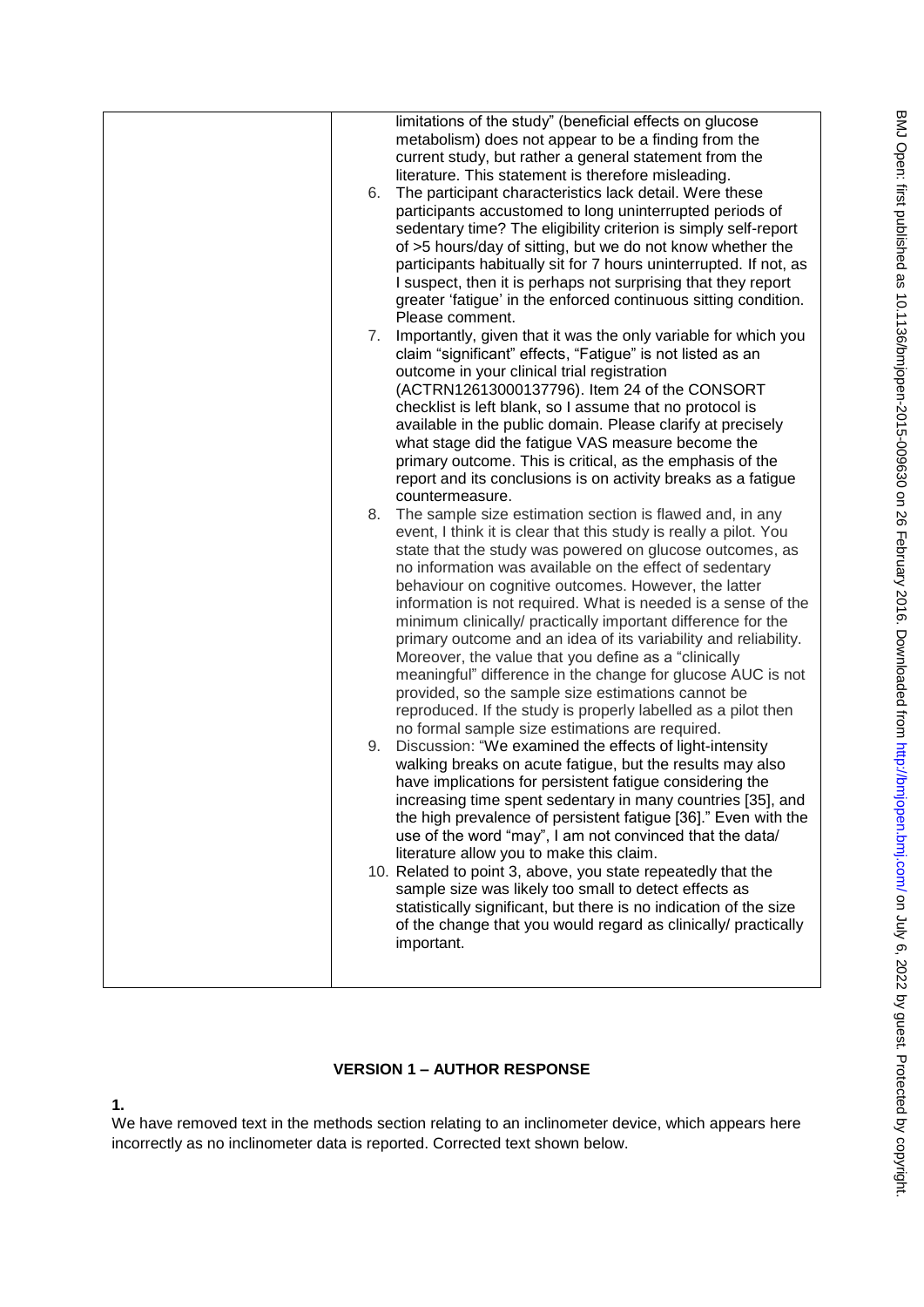| | limitations of the study" (beneficial effects on glucose metabolism) does not appear to be a finding from the current study, but rather a general statement from the literature. This statement is therefore misleading.<br>6. The participant characteristics lack detail. Were these participants accustomed to long uninterrupted periods of sedentary time? The eligibility criterion is simply self-report of >5 hours/day of sitting, but we do not know whether the participants habitually sit for 7 hours uninterrupted. If not, as I suspect, then it is perhaps not surprising that they report greater 'fatigue' in the enforced continuous sitting condition. Please comment.<br>7. Importantly, given that it was the only variable for which you claim "significant" effects, "Fatigue" is not listed as an outcome in your clinical trial registration (ACTRN12613000137796). Item 24 of the CONSORT checklist is left blank, so I assume that no protocol is available in the public domain. Please clarify at precisely what stage did the fatigue VAS measure become the primary outcome. This is critical, as the emphasis of the report and its conclusions is on activity breaks as a fatigue countermeasure.<br>8. The sample size estimation section is flawed and, in any event, I think it is clear that this study is really a pilot. You state that the study was powered on glucose outcomes, as no information was available on the effect of sedentary behaviour on cognitive outcomes. However, the latter information is not required. What is needed is a sense of the minimum clinically/ practically important difference for the primary outcome and an idea of its variability and reliability. Moreover, the value that you define as a "clinically meaningful" difference in the change for glucose AUC is not provided, so the sample size estimations cannot be reproduced. If the study is properly labelled as a pilot then no formal sample size estimations are required.<br>9. Discussion: "We examined the effects of light-intensity walking breaks on acute fatigue, but the results may also have implications for persistent fatigue considering the increasing time spent sedentary in many countries [35], and the high prevalence of persistent fatigue [36]." Even with the use of the word "may", I am not convinced that the data/ literature allow you to make this claim.<br>10. Related to point 3, above, you state repeatedly that the sample size was likely too small to detect effects as statistically significant, but there is no indication of the size of the change that you would regard as clinically/ practically important. |
|---|---|

## VERSION 1 – AUTHOR RESPONSE

**1.**

We have removed text in the methods section relating to an inclinometer device, which appears here incorrectly as no inclinometer data is reported. Corrected text shown below.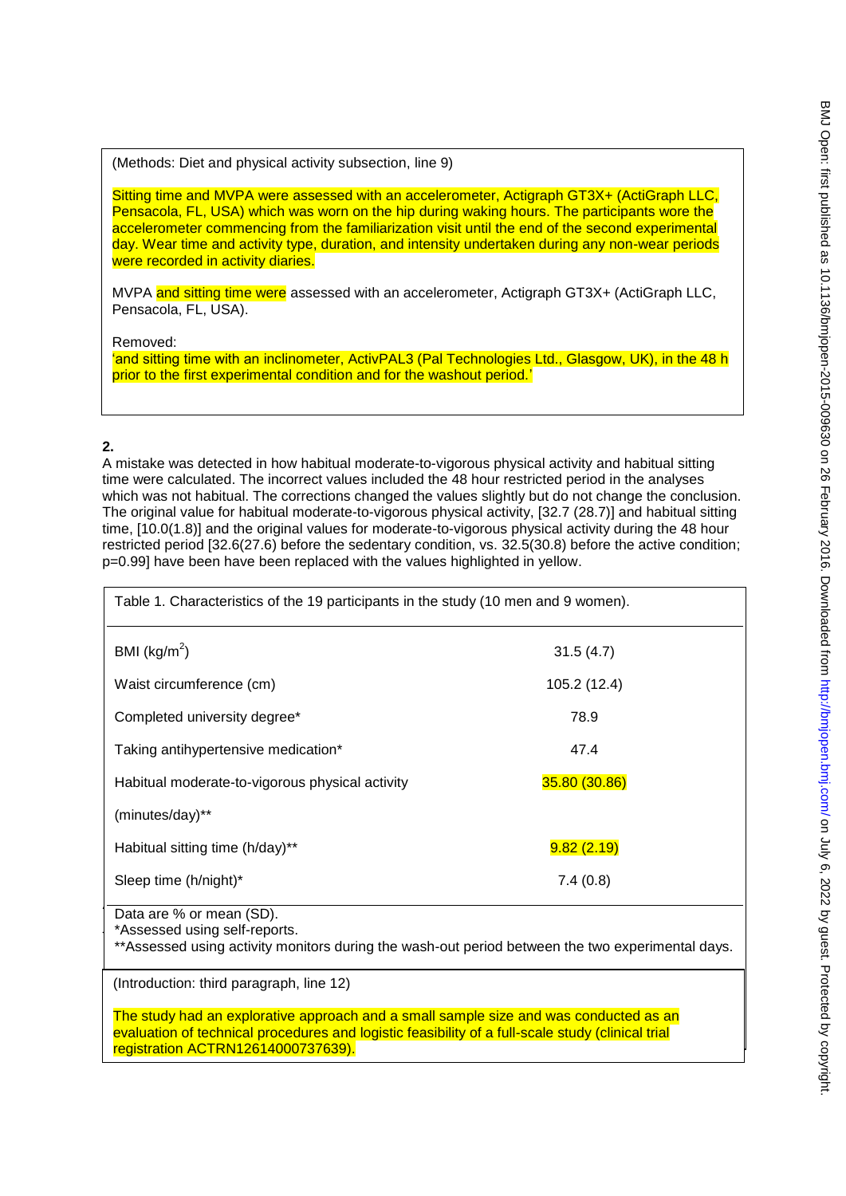(Methods: Diet and physical activity subsection, line 9)

Sitting time and MVPA were assessed with an accelerometer, Actigraph GT3X+ (ActiGraph LLC, Pensacola, FL, USA) which was worn on the hip during waking hours. The participants wore the accelerometer commencing from the familiarization visit until the end of the second experimental day. Wear time and activity type, duration, and intensity undertaken during any non-wear periods were recorded in activity diaries.

MVPA and sitting time were assessed with an accelerometer, Actigraph GT3X+ (ActiGraph LLC, Pensacola, FL, USA).

Removed:
'and sitting time with an inclinometer, ActivPAL3 (Pal Technologies Ltd., Glasgow, UK), in the 48 h prior to the first experimental condition and for the washout period.'

**2.**

A mistake was detected in how habitual moderate-to-vigorous physical activity and habitual sitting time were calculated. The incorrect values included the 48 hour restricted period in the analyses which was not habitual. The corrections changed the values slightly but do not change the conclusion. The original value for habitual moderate-to-vigorous physical activity, [32.7 (28.7)] and habitual sitting time, [10.0(1.8)] and the original values for moderate-to-vigorous physical activity during the 48 hour restricted period [32.6(27.6) before the sedentary condition, vs. 32.5(30.8) before the active condition; p=0.99] have been have been replaced with the values highlighted in yellow.

Table 1. Characteristics of the 19 participants in the study (10 men and 9 women).

| | |
|---|---|
| BMI (kg/m$^2$) | 31.5 (4.7) |
| Waist circumference (cm) | 105.2 (12.4) |
| Completed university degree* | 78.9 |
| Taking antihypertensive medication* | 47.4 |
| Habitual moderate-to-vigorous physical activity (minutes/day)** | 35.80 (30.86) |
| Habitual sitting time (h/day)** | 9.82 (2.19) |
| Sleep time (h/night)* | 7.4 (0.8) |

Data are % or mean (SD).
*Assessed using self-reports.
**Assessed using activity monitors during the wash-out period between the two experimental days.

(Introduction: third paragraph, line 12)

The study had an explorative approach and a small sample size and was conducted as an evaluation of technical procedures and logistic feasibility of a full-scale study (clinical trial registration ACTRN12614000737639).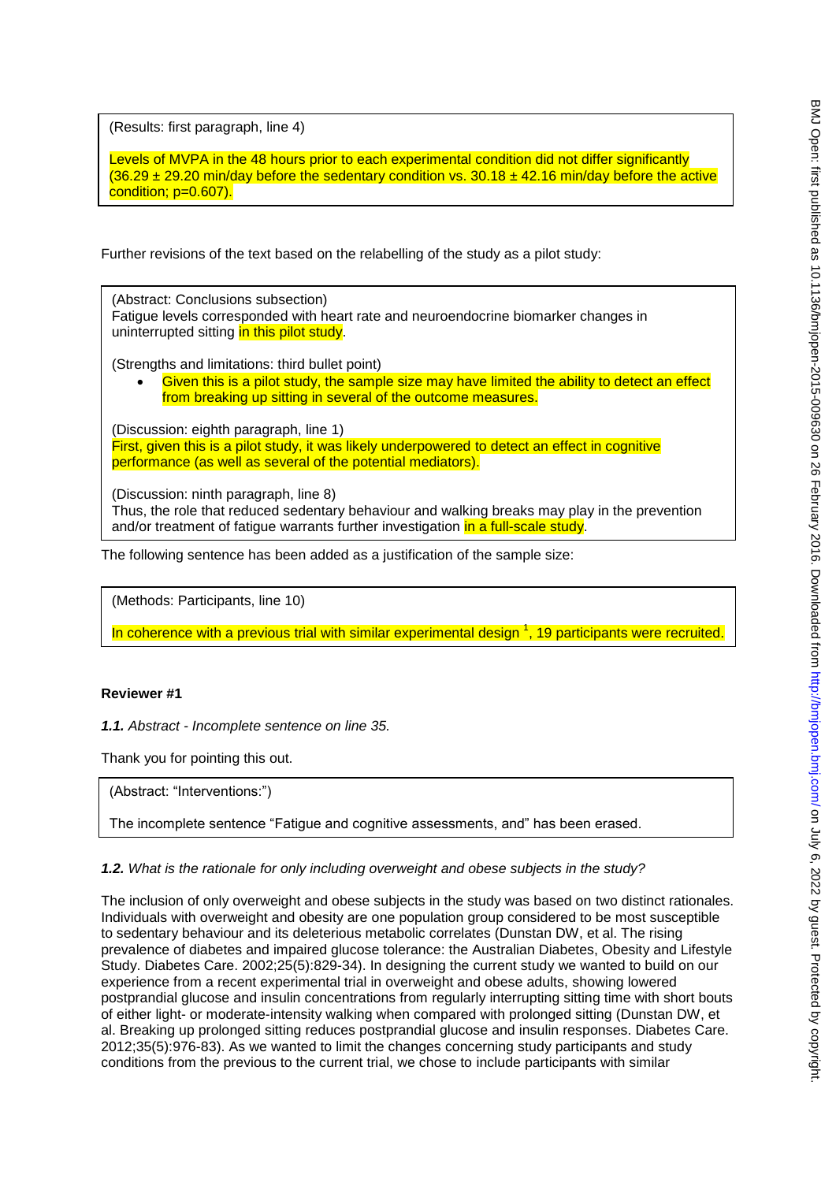(Results: first paragraph, line 4)

Levels of MVPA in the 48 hours prior to each experimental condition did not differ significantly ($36.29 \pm 29.20$ min/day before the sedentary condition vs. $30.18 \pm 42.16$ min/day before the active condition; p=0.607).

Further revisions of the text based on the relabelling of the study as a pilot study:

(Abstract: Conclusions subsection)
Fatigue levels corresponded with heart rate and neuroendocrine biomarker changes in uninterrupted sitting in this pilot study.

(Strengths and limitations: third bullet point)

- Given this is a pilot study, the sample size may have limited the ability to detect an effect from breaking up sitting in several of the outcome measures.

(Discussion: eighth paragraph, line 1)
First, given this is a pilot study, it was likely underpowered to detect an effect in cognitive performance (as well as several of the potential mediators).

(Discussion: ninth paragraph, line 8)
Thus, the role that reduced sedentary behaviour and walking breaks may play in the prevention and/or treatment of fatigue warrants further investigation in a full-scale study.

The following sentence has been added as a justification of the sample size:

(Methods: Participants, line 10)

In coherence with a previous trial with similar experimental design [1], 19 participants were recruited.

**Reviewer #1**

***1.1.*** *Abstract - Incomplete sentence on line 35.*

Thank you for pointing this out.

(Abstract: "Interventions:")

The incomplete sentence "Fatigue and cognitive assessments, and" has been erased.

***1.2.*** *What is the rationale for only including overweight and obese subjects in the study?*

The inclusion of only overweight and obese subjects in the study was based on two distinct rationales. Individuals with overweight and obesity are one population group considered to be most susceptible to sedentary behaviour and its deleterious metabolic correlates (Dunstan DW, et al. The rising prevalence of diabetes and impaired glucose tolerance: the Australian Diabetes, Obesity and Lifestyle Study. Diabetes Care. 2002;25(5):829-34). In designing the current study we wanted to build on our experience from a recent experimental trial in overweight and obese adults, showing lowered postprandial glucose and insulin concentrations from regularly interrupting sitting time with short bouts of either light- or moderate-intensity walking when compared with prolonged sitting (Dunstan DW, et al. Breaking up prolonged sitting reduces postprandial glucose and insulin responses. Diabetes Care. 2012;35(5):976-83). As we wanted to limit the changes concerning study participants and study conditions from the previous to the current trial, we chose to include participants with similar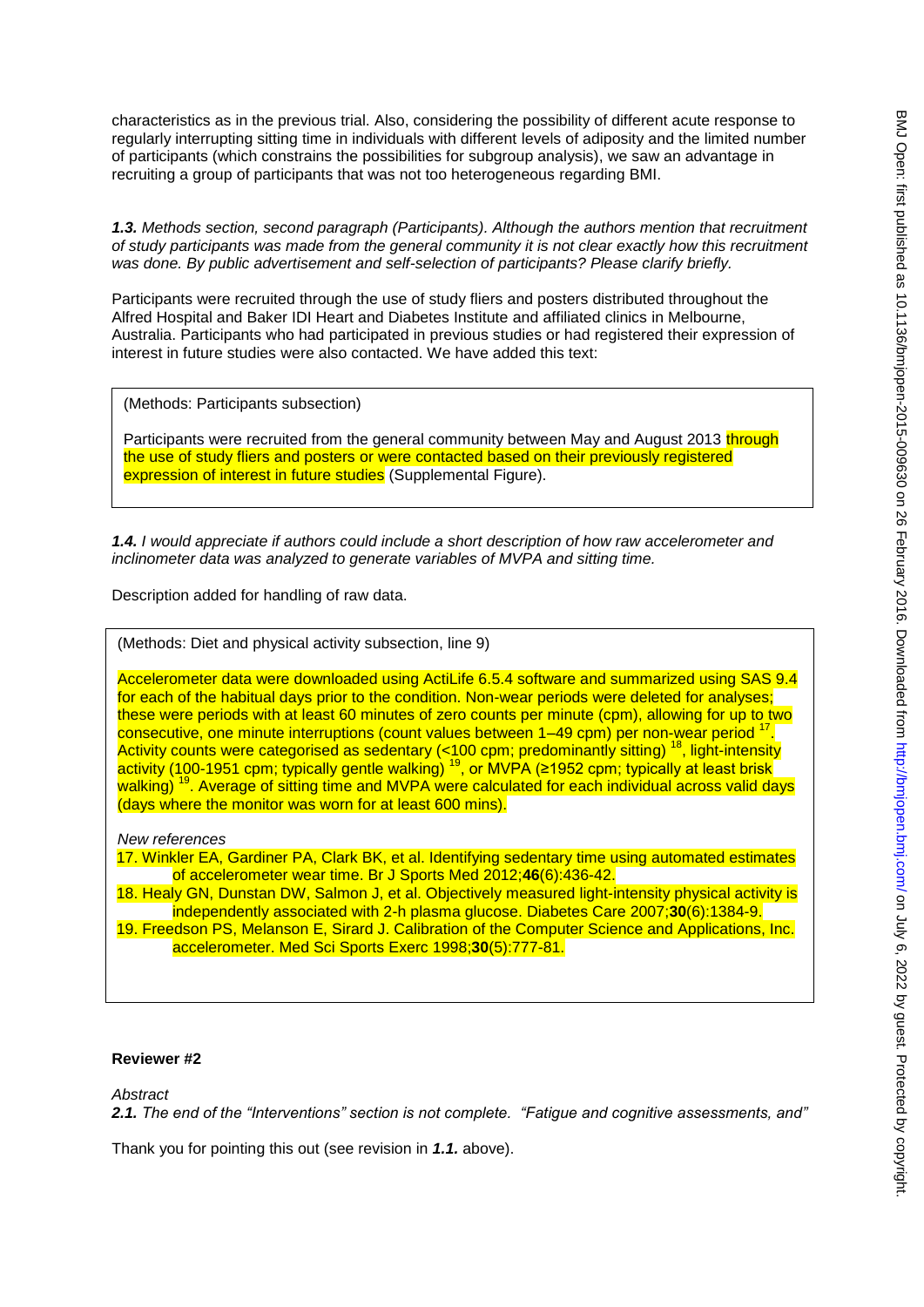characteristics as in the previous trial. Also, considering the possibility of different acute response to regularly interrupting sitting time in individuals with different levels of adiposity and the limited number of participants (which constrains the possibilities for subgroup analysis), we saw an advantage in recruiting a group of participants that was not too heterogeneous regarding BMI.

***1.3.*** *Methods section, second paragraph (Participants). Although the authors mention that recruitment of study participants was made from the general community it is not clear exactly how this recruitment was done. By public advertisement and self-selection of participants? Please clarify briefly.*

Participants were recruited through the use of study fliers and posters distributed throughout the Alfred Hospital and Baker IDI Heart and Diabetes Institute and affiliated clinics in Melbourne, Australia. Participants who had participated in previous studies or had registered their expression of interest in future studies were also contacted. We have added this text:

> (Methods: Participants subsection)
>
> Participants were recruited from the general community between May and August 2013 through the use of study fliers and posters or were contacted based on their previously registered expression of interest in future studies (Supplemental Figure).

***1.4.*** *I would appreciate if authors could include a short description of how raw accelerometer and inclinometer data was analyzed to generate variables of MVPA and sitting time.*

Description added for handling of raw data.

> (Methods: Diet and physical activity subsection, line 9)
>
> Accelerometer data were downloaded using ActiLife 6.5.4 software and summarized using SAS 9.4 for each of the habitual days prior to the condition. Non-wear periods were deleted for analyses; these were periods with at least 60 minutes of zero counts per minute (cpm), allowing for up to two consecutive, one minute interruptions (count values between 1–49 cpm) per non-wear period [17]. Activity counts were categorised as sedentary (<100 cpm; predominantly sitting) [18], light-intensity activity (100-1951 cpm; typically gentle walking) [19], or MVPA (≥1952 cpm; typically at least brisk walking) [19]. Average of sitting time and MVPA were calculated for each individual across valid days (days where the monitor was worn for at least 600 mins).
>
> *New references*
>
> 17. Winkler EA, Gardiner PA, Clark BK, et al. Identifying sedentary time using automated estimates of accelerometer wear time. Br J Sports Med 2012;**46**(6):436-42.
> 18. Healy GN, Dunstan DW, Salmon J, et al. Objectively measured light-intensity physical activity is independently associated with 2-h plasma glucose. Diabetes Care 2007;**30**(6):1384-9.
> 19. Freedson PS, Melanson E, Sirard J. Calibration of the Computer Science and Applications, Inc. accelerometer. Med Sci Sports Exerc 1998;**30**(5):777-81.

**Reviewer #2**

*Abstract*

***2.1.*** *The end of the "Interventions" section is not complete. "Fatigue and cognitive assessments, and"*

Thank you for pointing this out (see revision in ***1.1.*** above).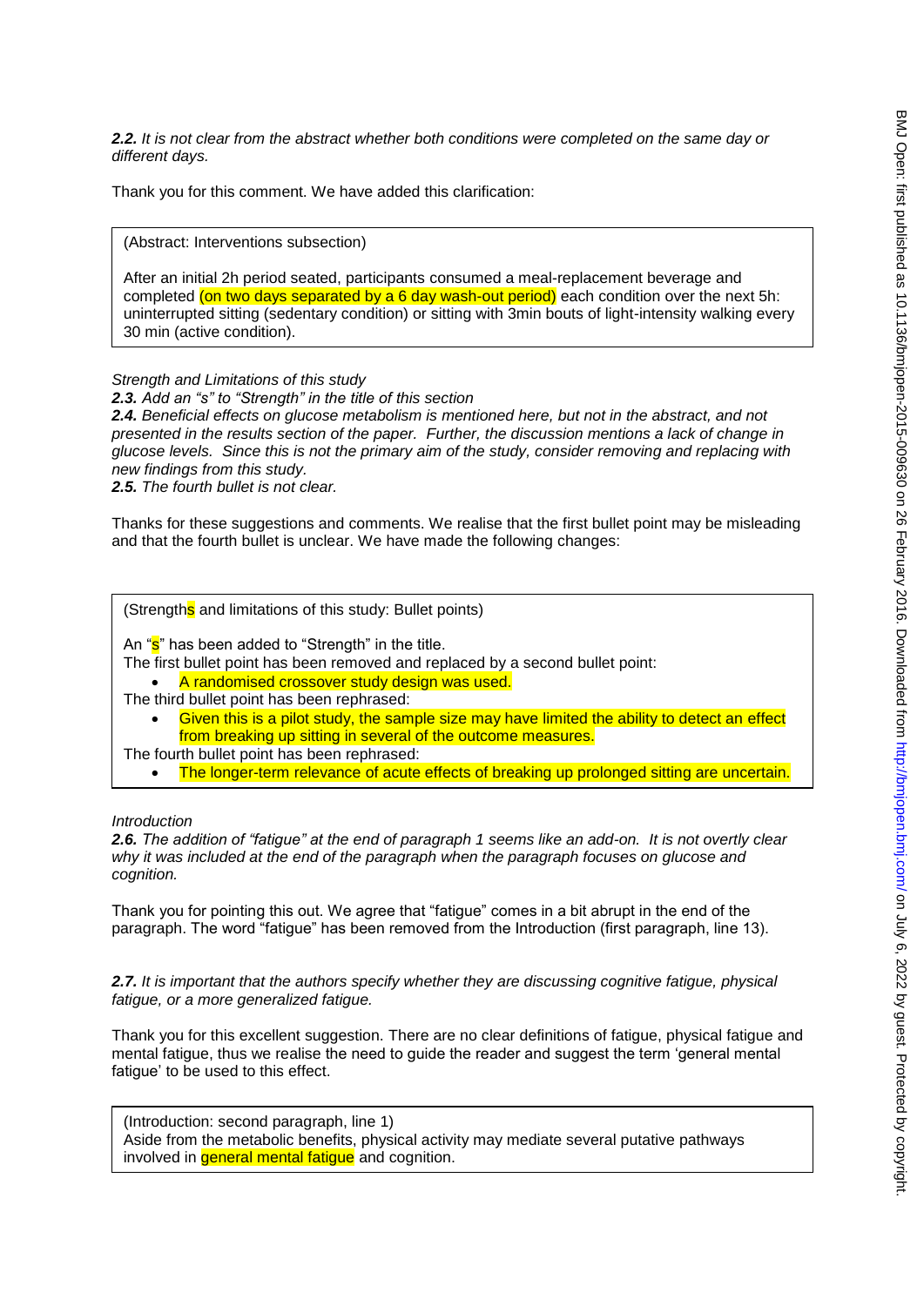***2.2.*** *It is not clear from the abstract whether both conditions were completed on the same day or different days.*

Thank you for this comment. We have added this clarification:

> (Abstract: Interventions subsection)
>
> After an initial 2h period seated, participants consumed a meal-replacement beverage and completed (on two days separated by a 6 day wash-out period) each condition over the next 5h: uninterrupted sitting (sedentary condition) or sitting with 3min bouts of light-intensity walking every 30 min (active condition).

*Strength and Limitations of this study*

***2.3.*** *Add an "s" to "Strength" in the title of this section*

***2.4.*** *Beneficial effects on glucose metabolism is mentioned here, but not in the abstract, and not presented in the results section of the paper. Further, the discussion mentions a lack of change in glucose levels. Since this is not the primary aim of the study, consider removing and replacing with new findings from this study.*

***2.5.*** *The fourth bullet is not clear.*

Thanks for these suggestions and comments. We realise that the first bullet point may be misleading and that the fourth bullet is unclear. We have made the following changes:

> (Strengths and limitations of this study: Bullet points)
>
> An "s" has been added to "Strength" in the title.
>
> The first bullet point has been removed and replaced by a second bullet point:
>
> - A randomised crossover study design was used.
>
> The third bullet point has been rephrased:
>
> - Given this is a pilot study, the sample size may have limited the ability to detect an effect from breaking up sitting in several of the outcome measures.
>
> The fourth bullet point has been rephrased:
>
> - The longer-term relevance of acute effects of breaking up prolonged sitting are uncertain.

*Introduction*

***2.6.*** *The addition of "fatigue" at the end of paragraph 1 seems like an add-on. It is not overtly clear why it was included at the end of the paragraph when the paragraph focuses on glucose and cognition.*

Thank you for pointing this out. We agree that "fatigue" comes in a bit abrupt in the end of the paragraph. The word "fatigue" has been removed from the Introduction (first paragraph, line 13).

***2.7.*** *It is important that the authors specify whether they are discussing cognitive fatigue, physical fatigue, or a more generalized fatigue.*

Thank you for this excellent suggestion. There are no clear definitions of fatigue, physical fatigue and mental fatigue, thus we realise the need to guide the reader and suggest the term 'general mental fatigue' to be used to this effect.

> (Introduction: second paragraph, line 1)
>
> Aside from the metabolic benefits, physical activity may mediate several putative pathways involved in general mental fatigue and cognition.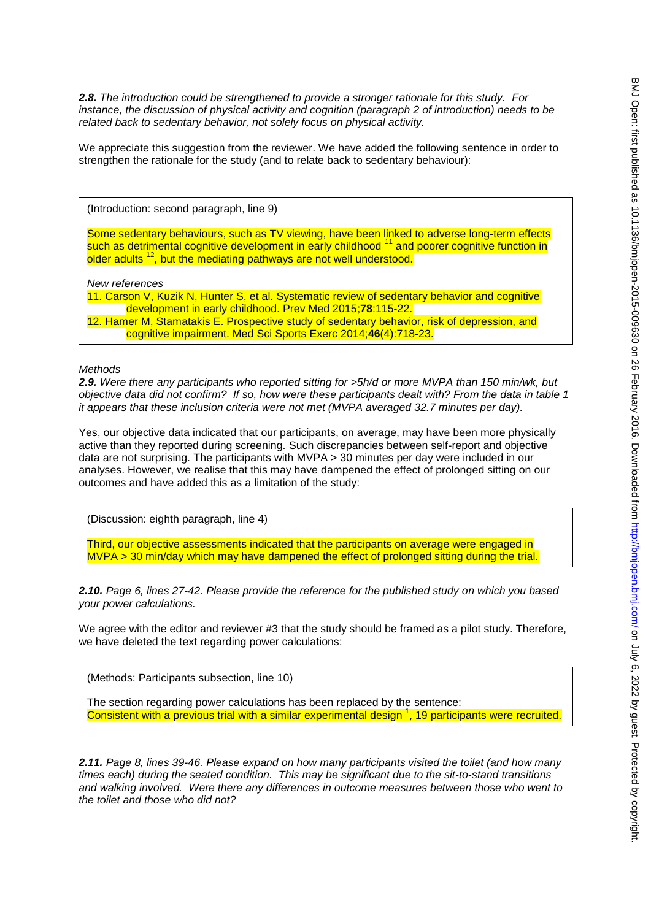***2.8.*** *The introduction could be strengthened to provide a stronger rationale for this study. For instance, the discussion of physical activity and cognition (paragraph 2 of introduction) needs to be related back to sedentary behavior, not solely focus on physical activity.*

We appreciate this suggestion from the reviewer. We have added the following sentence in order to strengthen the rationale for the study (and to relate back to sedentary behaviour):

> (Introduction: second paragraph, line 9)
>
> Some sedentary behaviours, such as TV viewing, have been linked to adverse long-term effects such as detrimental cognitive development in early childhood [11] and poorer cognitive function in older adults [12], but the mediating pathways are not well understood.
>
> *New references*
>
> 11. Carson V, Kuzik N, Hunter S, et al. Systematic review of sedentary behavior and cognitive development in early childhood. Prev Med 2015;**78**:115-22.
> 12. Hamer M, Stamatakis E. Prospective study of sedentary behavior, risk of depression, and cognitive impairment. Med Sci Sports Exerc 2014;**46**(4):718-23.

*Methods*

***2.9.*** *Were there any participants who reported sitting for >5h/d or more MVPA than 150 min/wk, but objective data did not confirm? If so, how were these participants dealt with? From the data in table 1 it appears that these inclusion criteria were not met (MVPA averaged 32.7 minutes per day).*

Yes, our objective data indicated that our participants, on average, may have been more physically active than they reported during screening. Such discrepancies between self-report and objective data are not surprising. The participants with MVPA > 30 minutes per day were included in our analyses. However, we realise that this may have dampened the effect of prolonged sitting on our outcomes and have added this as a limitation of the study:

> (Discussion: eighth paragraph, line 4)
>
> Third, our objective assessments indicated that the participants on average were engaged in MVPA > 30 min/day which may have dampened the effect of prolonged sitting during the trial.

***2.10.*** *Page 6, lines 27-42. Please provide the reference for the published study on which you based your power calculations.*

We agree with the editor and reviewer #3 that the study should be framed as a pilot study. Therefore, we have deleted the text regarding power calculations:

> (Methods: Participants subsection, line 10)
>
> The section regarding power calculations has been replaced by the sentence:
> Consistent with a previous trial with a similar experimental design [1], 19 participants were recruited.

***2.11.*** *Page 8, lines 39-46. Please expand on how many participants visited the toilet (and how many times each) during the seated condition. This may be significant due to the sit-to-stand transitions and walking involved. Were there any differences in outcome measures between those who went to the toilet and those who did not?*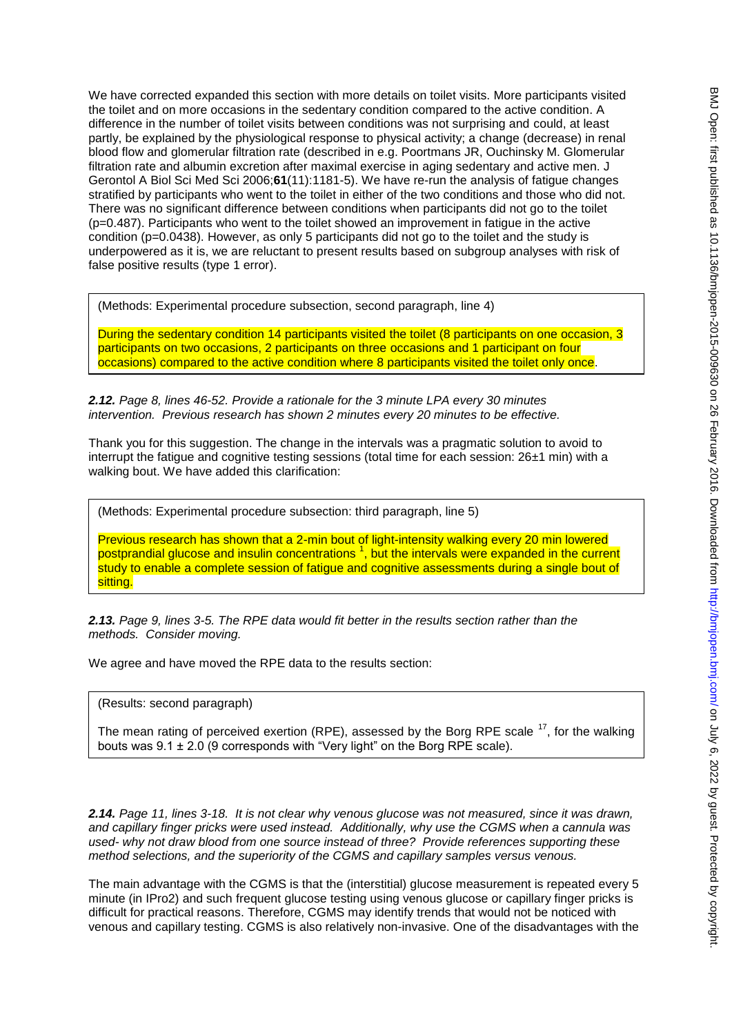We have corrected expanded this section with more details on toilet visits. More participants visited the toilet and on more occasions in the sedentary condition compared to the active condition. A difference in the number of toilet visits between conditions was not surprising and could, at least partly, be explained by the physiological response to physical activity; a change (decrease) in renal blood flow and glomerular filtration rate (described in e.g. Poortmans JR, Ouchinsky M. Glomerular filtration rate and albumin excretion after maximal exercise in aging sedentary and active men. J Gerontol A Biol Sci Med Sci 2006;**61**(11):1181-5). We have re-run the analysis of fatigue changes stratified by participants who went to the toilet in either of the two conditions and those who did not. There was no significant difference between conditions when participants did not go to the toilet (p=0.487). Participants who went to the toilet showed an improvement in fatigue in the active condition (p=0.0438). However, as only 5 participants did not go to the toilet and the study is underpowered as it is, we are reluctant to present results based on subgroup analyses with risk of false positive results (type 1 error).

> (Methods: Experimental procedure subsection, second paragraph, line 4)
>
> During the sedentary condition 14 participants visited the toilet (8 participants on one occasion, 3 participants on two occasions, 2 participants on three occasions and 1 participant on four occasions) compared to the active condition where 8 participants visited the toilet only once.

***2.12.*** *Page 8, lines 46-52. Provide a rationale for the 3 minute LPA every 30 minutes intervention. Previous research has shown 2 minutes every 20 minutes to be effective.*

Thank you for this suggestion. The change in the intervals was a pragmatic solution to avoid to interrupt the fatigue and cognitive testing sessions (total time for each session: 26±1 min) with a walking bout. We have added this clarification:

> (Methods: Experimental procedure subsection: third paragraph, line 5)
>
> Previous research has shown that a 2-min bout of light-intensity walking every 20 min lowered postprandial glucose and insulin concentrations [1], but the intervals were expanded in the current study to enable a complete session of fatigue and cognitive assessments during a single bout of sitting.

***2.13.*** *Page 9, lines 3-5. The RPE data would fit better in the results section rather than the methods. Consider moving.*

We agree and have moved the RPE data to the results section:

> (Results: second paragraph)
>
> The mean rating of perceived exertion (RPE), assessed by the Borg RPE scale [17], for the walking bouts was 9.1 ± 2.0 (9 corresponds with "Very light" on the Borg RPE scale).

***2.14.*** *Page 11, lines 3-18. It is not clear why venous glucose was not measured, since it was drawn, and capillary finger pricks were used instead. Additionally, why use the CGMS when a cannula was used- why not draw blood from one source instead of three? Provide references supporting these method selections, and the superiority of the CGMS and capillary samples versus venous.*

The main advantage with the CGMS is that the (interstitial) glucose measurement is repeated every 5 minute (in IPro2) and such frequent glucose testing using venous glucose or capillary finger pricks is difficult for practical reasons. Therefore, CGMS may identify trends that would not be noticed with venous and capillary testing. CGMS is also relatively non-invasive. One of the disadvantages with the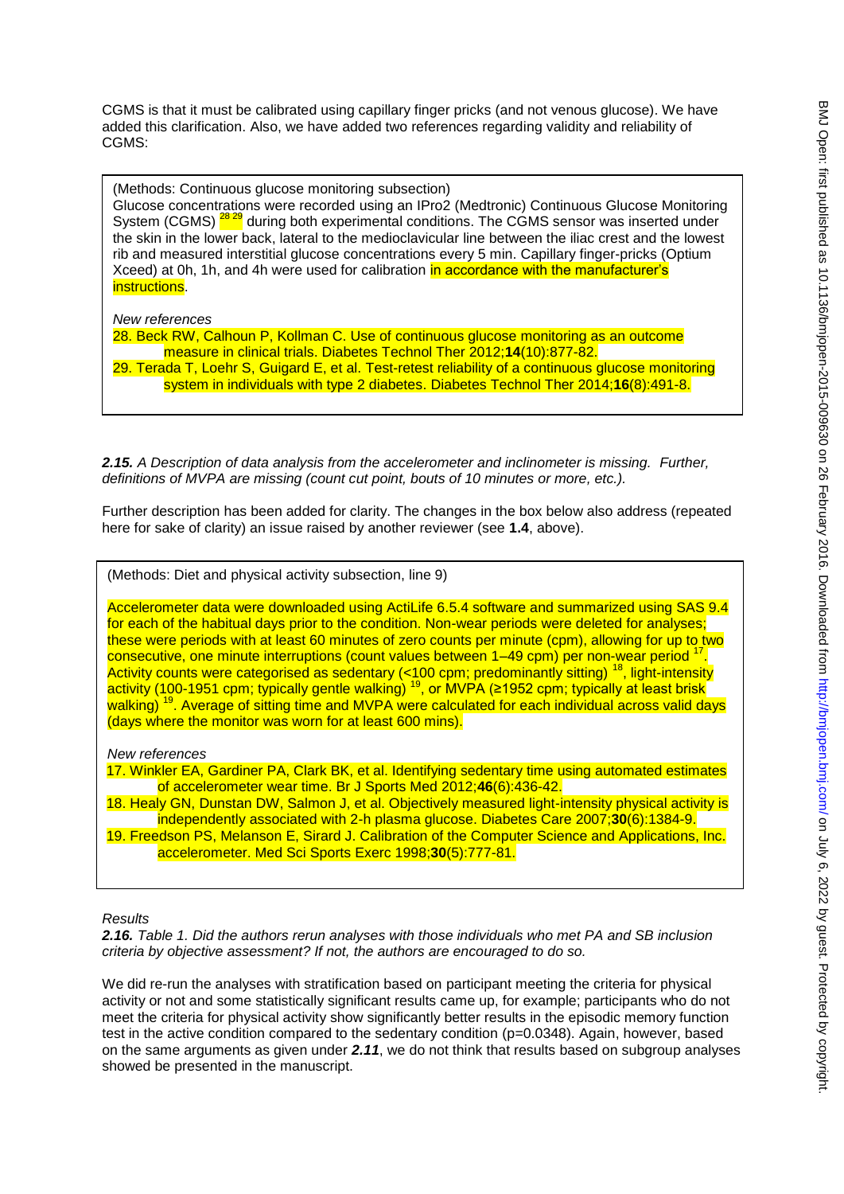CGMS is that it must be calibrated using capillary finger pricks (and not venous glucose). We have added this clarification. Also, we have added two references regarding validity and reliability of CGMS:

> (Methods: Continuous glucose monitoring subsection)
> Glucose concentrations were recorded using an IPro2 (Medtronic) Continuous Glucose Monitoring System (CGMS) [28 29] during both experimental conditions. The CGMS sensor was inserted under the skin in the lower back, lateral to the medioclavicular line between the iliac crest and the lowest rib and measured interstitial glucose concentrations every 5 min. Capillary finger-pricks (Optium Xceed) at 0h, 1h, and 4h were used for calibration in accordance with the manufacturer's instructions.
>
> *New references*
> 28. Beck RW, Calhoun P, Kollman C. Use of continuous glucose monitoring as an outcome measure in clinical trials. Diabetes Technol Ther 2012;**14**(10):877-82.
> 29. Terada T, Loehr S, Guigard E, et al. Test-retest reliability of a continuous glucose monitoring system in individuals with type 2 diabetes. Diabetes Technol Ther 2014;**16**(8):491-8.

***2.15.*** *A Description of data analysis from the accelerometer and inclinometer is missing. Further, definitions of MVPA are missing (count cut point, bouts of 10 minutes or more, etc.).*

Further description has been added for clarity. The changes in the box below also address (repeated here for sake of clarity) an issue raised by another reviewer (see **1.4**, above).

> (Methods: Diet and physical activity subsection, line 9)
>
> Accelerometer data were downloaded using ActiLife 6.5.4 software and summarized using SAS 9.4 for each of the habitual days prior to the condition. Non-wear periods were deleted for analyses; these were periods with at least 60 minutes of zero counts per minute (cpm), allowing for up to two consecutive, one minute interruptions (count values between 1–49 cpm) per non-wear period [17]. Activity counts were categorised as sedentary (<100 cpm; predominantly sitting) [18], light-intensity activity (100-1951 cpm; typically gentle walking) [19], or MVPA (≥1952 cpm; typically at least brisk walking) [19]. Average of sitting time and MVPA were calculated for each individual across valid days (days where the monitor was worn for at least 600 mins).
>
> *New references*
> 17. Winkler EA, Gardiner PA, Clark BK, et al. Identifying sedentary time using automated estimates of accelerometer wear time. Br J Sports Med 2012;**46**(6):436-42.
> 18. Healy GN, Dunstan DW, Salmon J, et al. Objectively measured light-intensity physical activity is independently associated with 2-h plasma glucose. Diabetes Care 2007;**30**(6):1384-9.
> 19. Freedson PS, Melanson E, Sirard J. Calibration of the Computer Science and Applications, Inc. accelerometer. Med Sci Sports Exerc 1998;**30**(5):777-81.

*Results*

***2.16.*** *Table 1. Did the authors rerun analyses with those individuals who met PA and SB inclusion criteria by objective assessment? If not, the authors are encouraged to do so.*

We did re-run the analyses with stratification based on participant meeting the criteria for physical activity or not and some statistically significant results came up, for example; participants who do not meet the criteria for physical activity show significantly better results in the episodic memory function test in the active condition compared to the sedentary condition (p=0.0348). Again, however, based on the same arguments as given under ***2.11***, we do not think that results based on subgroup analyses showed be presented in the manuscript.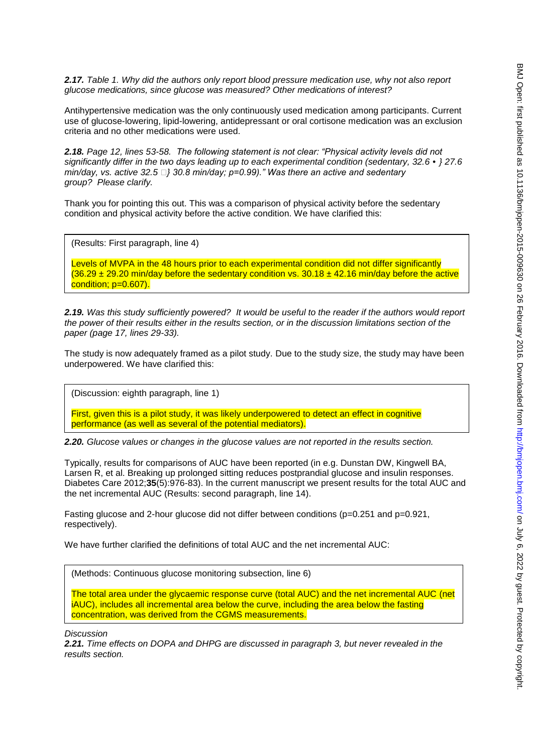***2.17.*** *Table 1. Why did the authors only report blood pressure medication use, why not also report glucose medications, since glucose was measured? Other medications of interest?*

Antihypertensive medication was the only continuously used medication among participants. Current use of glucose-lowering, lipid-lowering, antidepressant or oral cortisone medication was an exclusion criteria and no other medications were used.

***2.18.*** *Page 12, lines 53-58. The following statement is not clear: "Physical activity levels did not significantly differ in the two days leading up to each experimental condition (sedentary, 32.6 • } 27.6 min/day, vs. active 32.5 □} 30.8 min/day; p=0.99)." Was there an active and sedentary group? Please clarify.*

Thank you for pointing this out. This was a comparison of physical activity before the sedentary condition and physical activity before the active condition. We have clarified this:

> (Results: First paragraph, line 4)
>
> Levels of MVPA in the 48 hours prior to each experimental condition did not differ significantly (36.29 ± 29.20 min/day before the sedentary condition vs. 30.18 ± 42.16 min/day before the active condition; p=0.607).

***2.19.*** *Was this study sufficiently powered? It would be useful to the reader if the authors would report the power of their results either in the results section, or in the discussion limitations section of the paper (page 17, lines 29-33).*

The study is now adequately framed as a pilot study. Due to the study size, the study may have been underpowered. We have clarified this:

> (Discussion: eighth paragraph, line 1)
>
> First, given this is a pilot study, it was likely underpowered to detect an effect in cognitive performance (as well as several of the potential mediators).

***2.20.*** *Glucose values or changes in the glucose values are not reported in the results section.*

Typically, results for comparisons of AUC have been reported (in e.g. Dunstan DW, Kingwell BA, Larsen R, et al. Breaking up prolonged sitting reduces postprandial glucose and insulin responses. Diabetes Care 2012;**35**(5):976-83). In the current manuscript we present results for the total AUC and the net incremental AUC (Results: second paragraph, line 14).

Fasting glucose and 2-hour glucose did not differ between conditions (p=0.251 and p=0.921, respectively).

We have further clarified the definitions of total AUC and the net incremental AUC:

> (Methods: Continuous glucose monitoring subsection, line 6)
>
> The total area under the glycaemic response curve (total AUC) and the net incremental AUC (net iAUC), includes all incremental area below the curve, including the area below the fasting concentration, was derived from the CGMS measurements.

*Discussion*

***2.21.*** *Time effects on DOPA and DHPG are discussed in paragraph 3, but never revealed in the results section.*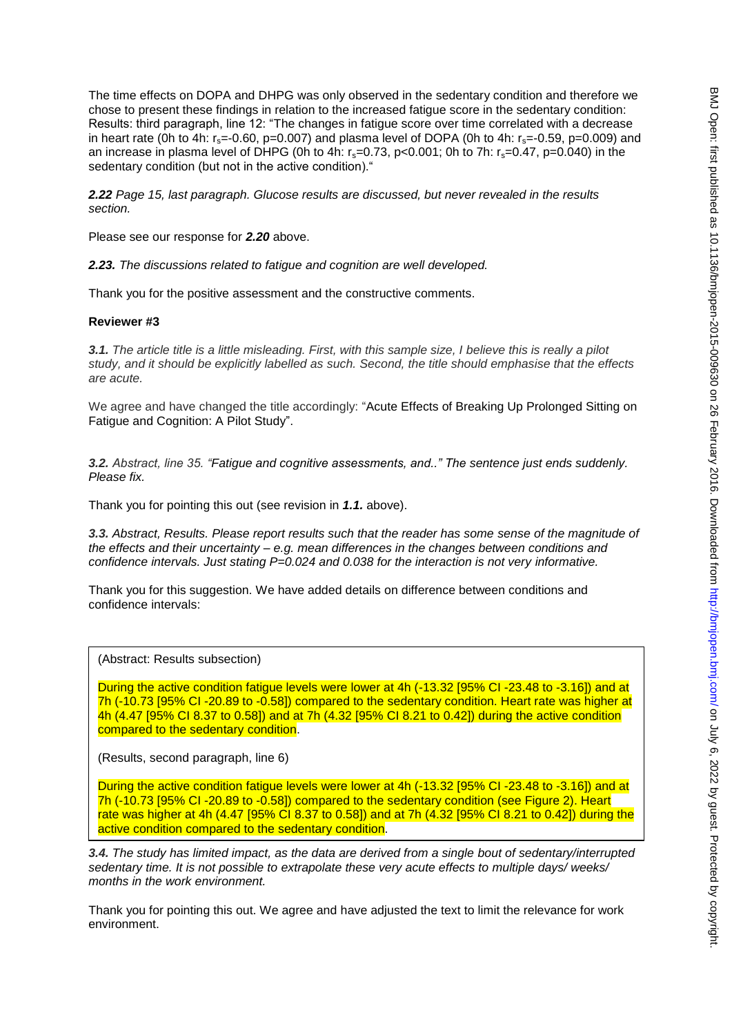The time effects on DOPA and DHPG was only observed in the sedentary condition and therefore we chose to present these findings in relation to the increased fatigue score in the sedentary condition: Results: third paragraph, line 12: "The changes in fatigue score over time correlated with a decrease in heart rate (0h to 4h: $r_s$=-0.60, p=0.007) and plasma level of DOPA (0h to 4h: $r_s$=-0.59, p=0.009) and an increase in plasma level of DHPG (0h to 4h: $r_s$=0.73, p<0.001; 0h to 7h: $r_s$=0.47, p=0.040) in the sedentary condition (but not in the active condition)."

***2.22*** *Page 15, last paragraph. Glucose results are discussed, but never revealed in the results section.*

Please see our response for ***2.20*** above.

***2.23.*** *The discussions related to fatigue and cognition are well developed.*

Thank you for the positive assessment and the constructive comments.

**Reviewer #3**

***3.1.*** *The article title is a little misleading. First, with this sample size, I believe this is really a pilot study, and it should be explicitly labelled as such. Second, the title should emphasise that the effects are acute.*

We agree and have changed the title accordingly: "Acute Effects of Breaking Up Prolonged Sitting on Fatigue and Cognition: A Pilot Study".

***3.2.*** *Abstract, line 35. "Fatigue and cognitive assessments, and.." The sentence just ends suddenly. Please fix.*

Thank you for pointing this out (see revision in ***1.1.*** above).

***3.3.*** *Abstract, Results. Please report results such that the reader has some sense of the magnitude of the effects and their uncertainty – e.g. mean differences in the changes between conditions and confidence intervals. Just stating P=0.024 and 0.038 for the interaction is not very informative.*

Thank you for this suggestion. We have added details on difference between conditions and confidence intervals:

(Abstract: Results subsection)

During the active condition fatigue levels were lower at 4h (-13.32 [95% CI -23.48 to -3.16]) and at 7h (-10.73 [95% CI -20.89 to -0.58]) compared to the sedentary condition. Heart rate was higher at 4h (4.47 [95% CI 8.37 to 0.58]) and at 7h (4.32 [95% CI 8.21 to 0.42]) during the active condition compared to the sedentary condition.

(Results, second paragraph, line 6)

During the active condition fatigue levels were lower at 4h (-13.32 [95% CI -23.48 to -3.16]) and at 7h (-10.73 [95% CI -20.89 to -0.58]) compared to the sedentary condition (see Figure 2). Heart rate was higher at 4h (4.47 [95% CI 8.37 to 0.58]) and at 7h (4.32 [95% CI 8.21 to 0.42]) during the active condition compared to the sedentary condition.

***3.4.*** *The study has limited impact, as the data are derived from a single bout of sedentary/interrupted sedentary time. It is not possible to extrapolate these very acute effects to multiple days/ weeks/ months in the work environment.*

Thank you for pointing this out. We agree and have adjusted the text to limit the relevance for work environment.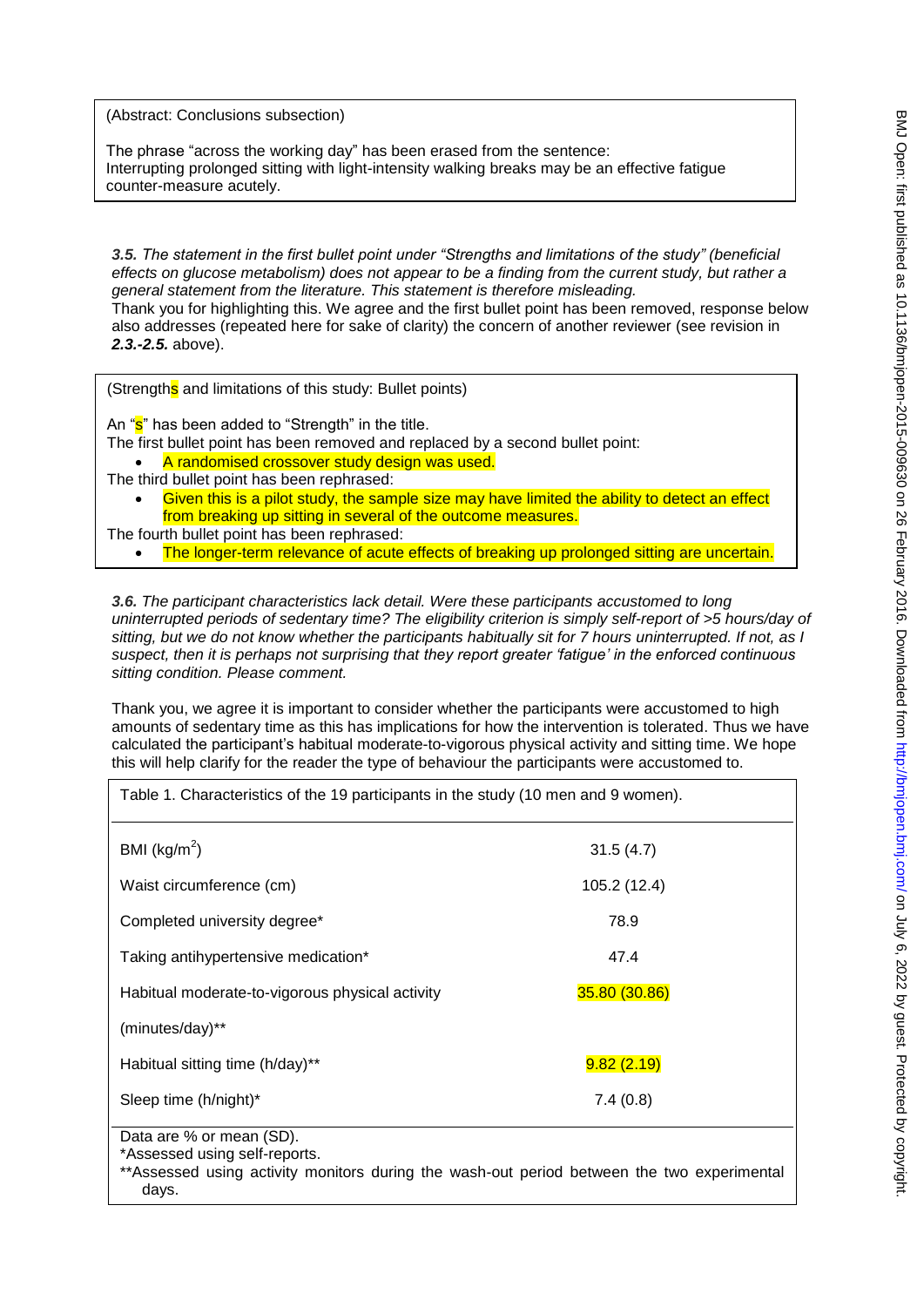(Abstract: Conclusions subsection)

The phrase "across the working day" has been erased from the sentence:
Interrupting prolonged sitting with light-intensity walking breaks may be an effective fatigue counter-measure acutely.

***3.5. The statement in the first bullet point under "Strengths and limitations of the study" (beneficial effects on glucose metabolism) does not appear to be a finding from the current study, but rather a general statement from the literature. This statement is therefore misleading.***
Thank you for highlighting this. We agree and the first bullet point has been removed, response below also addresses (repeated here for sake of clarity) the concern of another reviewer (see revision in ***2.3.-2.5.*** above).

(Strengths and limitations of this study: Bullet points)

An "s" has been added to "Strength" in the title.
The first bullet point has been removed and replaced by a second bullet point:

- A randomised crossover study design was used.

The third bullet point has been rephrased:

- Given this is a pilot study, the sample size may have limited the ability to detect an effect from breaking up sitting in several of the outcome measures.

The fourth bullet point has been rephrased:

- The longer-term relevance of acute effects of breaking up prolonged sitting are uncertain.

***3.6. The participant characteristics lack detail. Were these participants accustomed to long uninterrupted periods of sedentary time? The eligibility criterion is simply self-report of >5 hours/day of sitting, but we do not know whether the participants habitually sit for 7 hours uninterrupted. If not, as I suspect, then it is perhaps not surprising that they report greater 'fatigue' in the enforced continuous sitting condition. Please comment.***

Thank you, we agree it is important to consider whether the participants were accustomed to high amounts of sedentary time as this has implications for how the intervention is tolerated. Thus we have calculated the participant's habitual moderate-to-vigorous physical activity and sitting time. We hope this will help clarify for the reader the type of behaviour the participants were accustomed to.

Table 1. Characteristics of the 19 participants in the study (10 men and 9 women).

| | |
|---|---|
| BMI (kg/m$^2$) | 31.5 (4.7) |
| Waist circumference (cm) | 105.2 (12.4) |
| Completed university degree* | 78.9 |
| Taking antihypertensive medication* | 47.4 |
| Habitual moderate-to-vigorous physical activity (minutes/day)** | 35.80 (30.86) |
| Habitual sitting time (h/day)** | 9.82 (2.19) |
| Sleep time (h/night)* | 7.4 (0.8) |

Data are % or mean (SD).
*Assessed using self-reports.
**Assessed using activity monitors during the wash-out period between the two experimental days.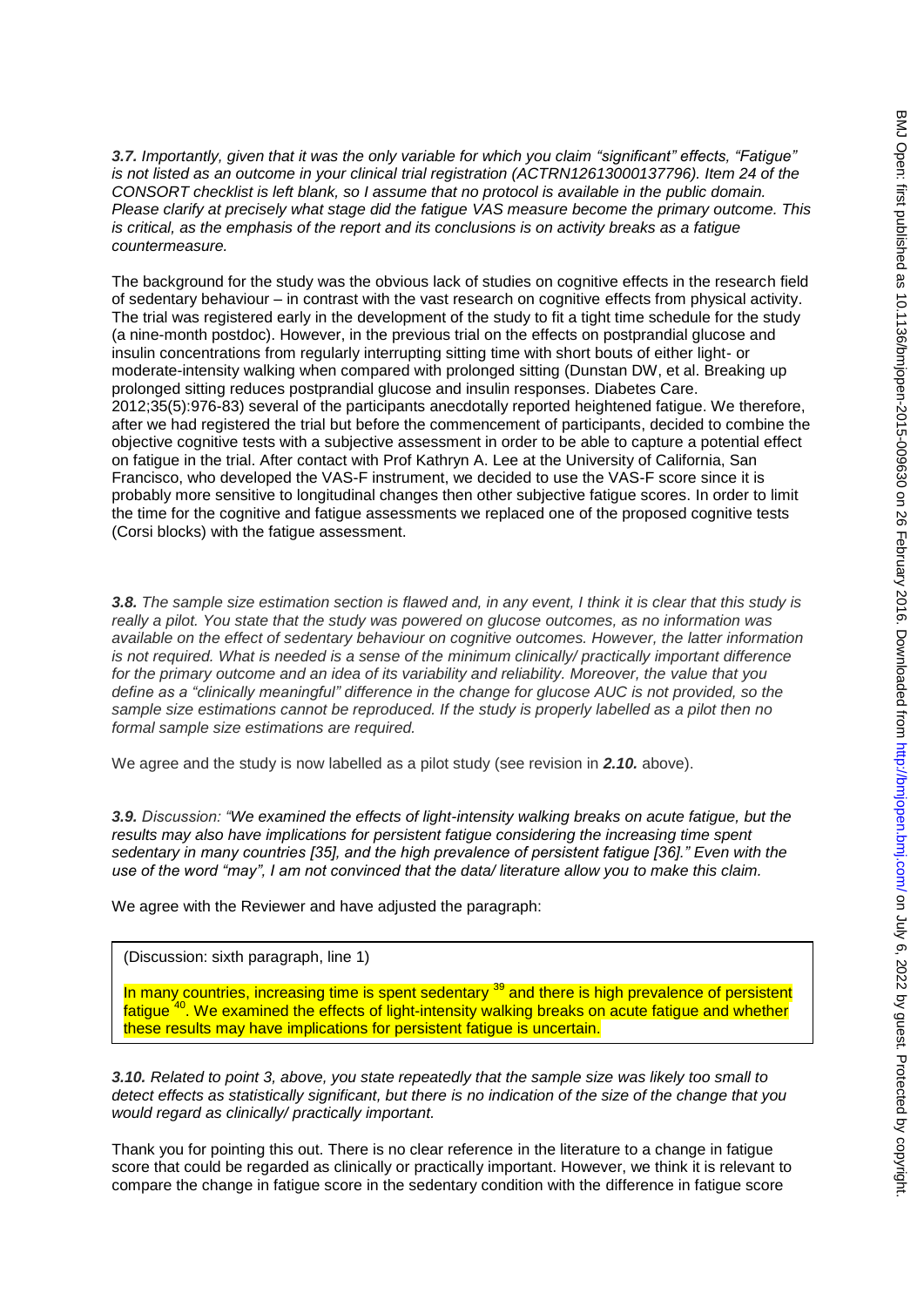***3.7.*** *Importantly, given that it was the only variable for which you claim "significant" effects, "Fatigue" is not listed as an outcome in your clinical trial registration (ACTRN12613000137796). Item 24 of the CONSORT checklist is left blank, so I assume that no protocol is available in the public domain. Please clarify at precisely what stage did the fatigue VAS measure become the primary outcome. This is critical, as the emphasis of the report and its conclusions is on activity breaks as a fatigue countermeasure.*

The background for the study was the obvious lack of studies on cognitive effects in the research field of sedentary behaviour – in contrast with the vast research on cognitive effects from physical activity. The trial was registered early in the development of the study to fit a tight time schedule for the study (a nine-month postdoc). However, in the previous trial on the effects on postprandial glucose and insulin concentrations from regularly interrupting sitting time with short bouts of either light- or moderate-intensity walking when compared with prolonged sitting (Dunstan DW, et al. Breaking up prolonged sitting reduces postprandial glucose and insulin responses. Diabetes Care. 2012;35(5):976-83) several of the participants anecdotally reported heightened fatigue. We therefore, after we had registered the trial but before the commencement of participants, decided to combine the objective cognitive tests with a subjective assessment in order to be able to capture a potential effect on fatigue in the trial. After contact with Prof Kathryn A. Lee at the University of California, San Francisco, who developed the VAS-F instrument, we decided to use the VAS-F score since it is probably more sensitive to longitudinal changes then other subjective fatigue scores. In order to limit the time for the cognitive and fatigue assessments we replaced one of the proposed cognitive tests (Corsi blocks) with the fatigue assessment.

***3.8.*** *The sample size estimation section is flawed and, in any event, I think it is clear that this study is really a pilot. You state that the study was powered on glucose outcomes, as no information was available on the effect of sedentary behaviour on cognitive outcomes. However, the latter information is not required. What is needed is a sense of the minimum clinically/ practically important difference for the primary outcome and an idea of its variability and reliability. Moreover, the value that you define as a "clinically meaningful" difference in the change for glucose AUC is not provided, so the sample size estimations cannot be reproduced. If the study is properly labelled as a pilot then no formal sample size estimations are required.*

We agree and the study is now labelled as a pilot study (see revision in ***2.10.*** above).

***3.9.*** *Discussion: "We examined the effects of light-intensity walking breaks on acute fatigue, but the results may also have implications for persistent fatigue considering the increasing time spent sedentary in many countries [35], and the high prevalence of persistent fatigue [36]." Even with the use of the word "may", I am not convinced that the data/ literature allow you to make this claim.*

We agree with the Reviewer and have adjusted the paragraph:

> (Discussion: sixth paragraph, line 1)
>
> In many countries, increasing time is spent sedentary [39] and there is high prevalence of persistent fatigue [40]. We examined the effects of light-intensity walking breaks on acute fatigue and whether these results may have implications for persistent fatigue is uncertain.

***3.10.*** *Related to point 3, above, you state repeatedly that the sample size was likely too small to detect effects as statistically significant, but there is no indication of the size of the change that you would regard as clinically/ practically important.*

Thank you for pointing this out. There is no clear reference in the literature to a change in fatigue score that could be regarded as clinically or practically important. However, we think it is relevant to compare the change in fatigue score in the sedentary condition with the difference in fatigue score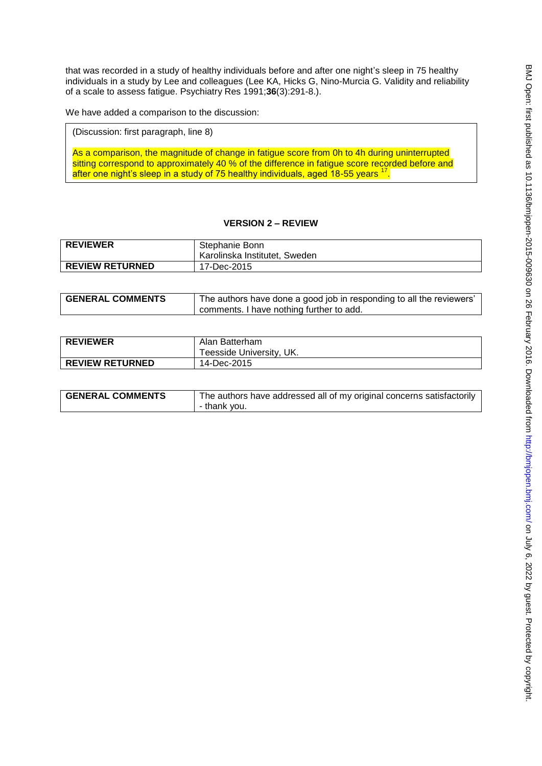that was recorded in a study of healthy individuals before and after one night's sleep in 75 healthy individuals in a study by Lee and colleagues (Lee KA, Hicks G, Nino-Murcia G. Validity and reliability of a scale to assess fatigue. Psychiatry Res 1991;**36**(3):291-8.).

We have added a comparison to the discussion:

| |
|---|
| (Discussion: first paragraph, line 8) |
| As a comparison, the magnitude of change in fatigue score from 0h to 4h during uninterrupted sitting correspond to approximately 40 % of the difference in fatigue score recorded before and after one night's sleep in a study of 75 healthy individuals, aged 18-55 years [17]. |

## VERSION 2 – REVIEW

| | |
|---|---|
| **REVIEWER** | Stephanie Bonn<br>Karolinska Institutet, Sweden |
| **REVIEW RETURNED** | 17-Dec-2015 |

| | |
|---|---|
| **GENERAL COMMENTS** | The authors have done a good job in responding to all the reviewers' comments. I have nothing further to add. |

| | |
|---|---|
| **REVIEWER** | Alan Batterham<br>Teesside University, UK. |
| **REVIEW RETURNED** | 14-Dec-2015 |

| | |
|---|---|
| **GENERAL COMMENTS** | The authors have addressed all of my original concerns satisfactorily - thank you. |